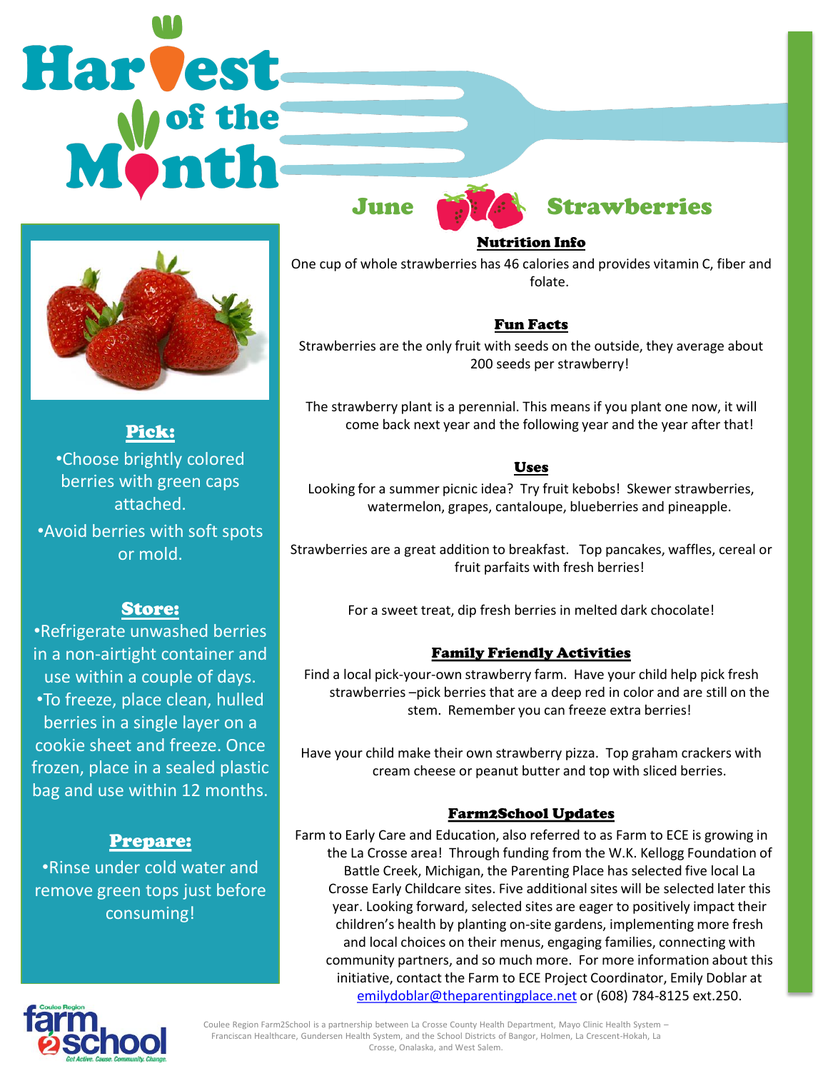# Harvest of the Month

## June — Strawberries

### Pick:

- Choose brightly colored berries with green caps attached.
- Avoid berries with soft spots or mold.

### Store:

- Refrigerate unwashed berries in a non-airtight container and use within a couple of days.
- To freeze, place clean, hulled berries in a single layer on a cookie sheet and freeze. Once frozen, place in a sealed plastic bag and use within 12 months.

### Prepare:

- Rinse under cold water and remove green tops just before consuming!

### Nutrition Info

One cup of whole strawberries has 46 calories and provides vitamin C, fiber and folate.

### Fun Facts

Strawberries are the only fruit with seeds on the outside, they average about 200 seeds per strawberry!

The strawberry plant is a perennial. This means if you plant one now, it will come back next year and the following year and the year after that!

### Uses

Looking for a summer picnic idea? Try fruit kebobs! Skewer strawberries, watermelon, grapes, cantaloupe, blueberries and pineapple.

Strawberries are a great addition to breakfast. Top pancakes, waffles, cereal or fruit parfaits with fresh berries!

For a sweet treat, dip fresh berries in melted dark chocolate!

### Family Friendly Activities

Find a local pick-your-own strawberry farm. Have your child help pick fresh strawberries –pick berries that are a deep red in color and are still on the stem. Remember you can freeze extra berries!

Have your child make their own strawberry pizza. Top graham crackers with cream cheese or peanut butter and top with sliced berries.

### Farm2School Updates

Farm to Early Care and Education, also referred to as Farm to ECE is growing in the La Crosse area! Through funding from the W.K. Kellogg Foundation of Battle Creek, Michigan, the Parenting Place has selected five local La Crosse Early Childcare sites. Five additional sites will be selected later this year. Looking forward, selected sites are eager to positively impact their children's health by planting on-site gardens, implementing more fresh and local choices on their menus, engaging families, connecting with community partners, and so much more. For more information about this initiative, contact the Farm to ECE Project Coordinator, Emily Doblar at emilydoblar@theparentingplace.net or (608) 784-8125 ext.250.

Coulee Region Farm2School — Get Active. Cause. Community. Change.

Coulee Region Farm2School is a partnership between La Crosse County Health Department, Mayo Clinic Health System – Franciscan Healthcare, Gundersen Health System, and the School Districts of Bangor, Holmen, La Crescent-Hokah, La Crosse, Onalaska, and West Salem.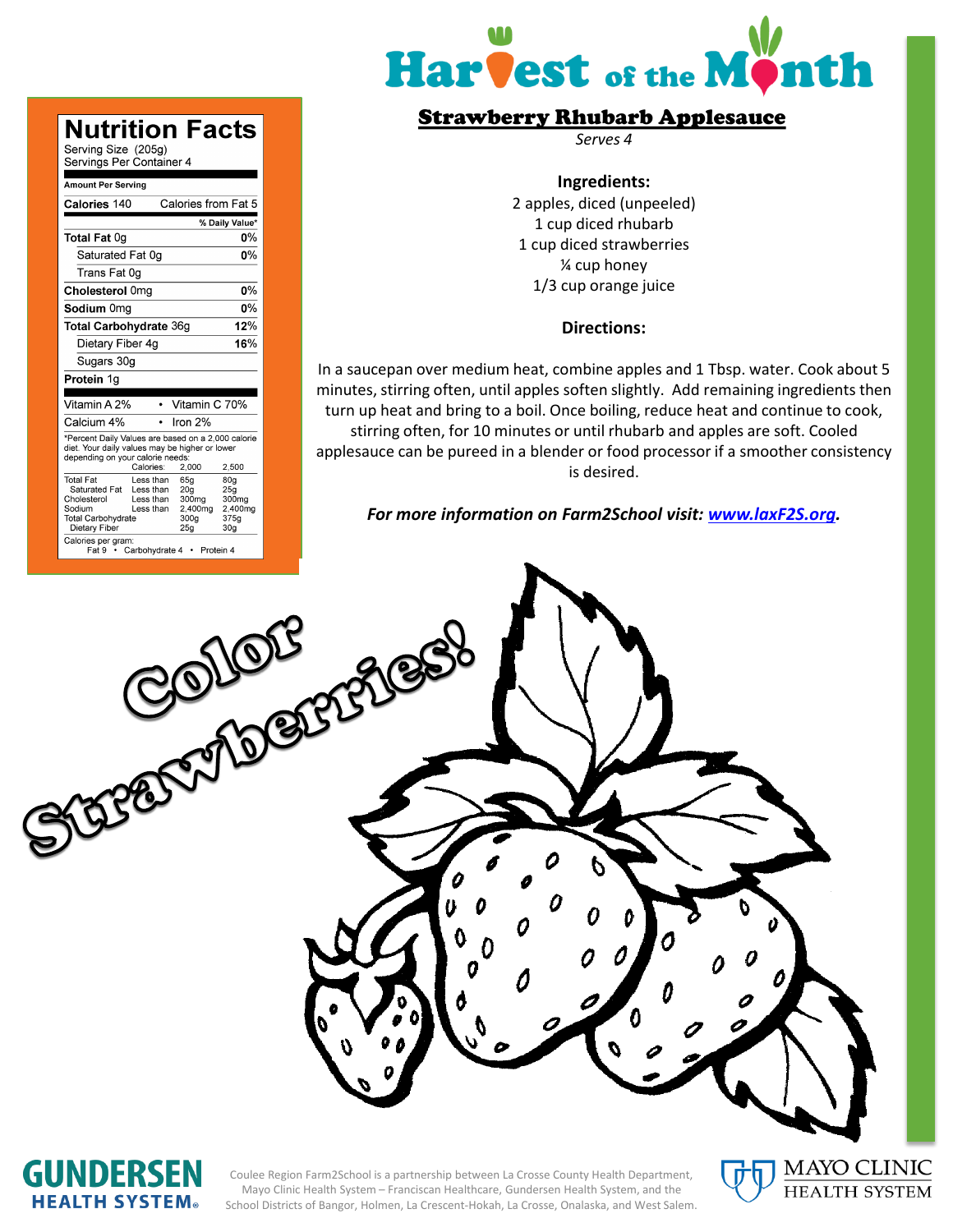# Harvest of the Month

## Strawberry Rhubarb Applesauce

*Serves 4*

**Ingredients:**

2 apples, diced (unpeeled)
1 cup diced rhubarb
1 cup diced strawberries
¼ cup honey
1/3 cup orange juice

**Directions:**

In a saucepan over medium heat, combine apples and 1 Tbsp. water. Cook about 5 minutes, stirring often, until apples soften slightly. Add remaining ingredients then turn up heat and bring to a boil. Once boiling, reduce heat and continue to cook, stirring often, for 10 minutes or until rhubarb and apples are soft. Cooled applesauce can be pureed in a blender or food processor if a smoother consistency is desired.

***For more information on Farm2School visit: www.laxF2S.org.***

### Nutrition Facts

Serving Size (205g)
Servings Per Container 4

| Amount Per Serving | |
|---|---|
| **Calories** 140 | Calories from Fat 5 |
| | % Daily Value* |
| **Total Fat** 0g | 0% |
| Saturated Fat 0g | 0% |
| Trans Fat 0g | |
| **Cholesterol** 0mg | 0% |
| **Sodium** 0mg | 0% |
| **Total Carbohydrate** 36g | 12% |
| Dietary Fiber 4g | 16% |
| Sugars 30g | |
| **Protein** 1g | |

Vitamin A 2% • Vitamin C 70%
Calcium 4% • Iron 2%

*Percent Daily Values are based on a 2,000 calorie diet. Your daily values may be higher or lower depending on your calorie needs:

| | Calories: | 2,000 | 2,500 |
|---|---|---|---|
| Total Fat | Less than | 65g | 80g |
| Saturated Fat | Less than | 20g | 25g |
| Cholesterol | Less than | 300mg | 300mg |
| Sodium | Less than | 2,400mg | 2,400mg |
| Total Carbohydrate | | 300g | 375g |
| Dietary Fiber | | 25g | 30g |

Calories per gram:
Fat 9 • Carbohydrate 4 • Protein 4

**Color Strawberries!**

GUNDERSEN HEALTH SYSTEM

Coulee Region Farm2School is a partnership between La Crosse County Health Department, Mayo Clinic Health System – Franciscan Healthcare, Gundersen Health System, and the School Districts of Bangor, Holmen, La Crescent-Hokah, La Crosse, Onalaska, and West Salem.

MAYO CLINIC HEALTH SYSTEM